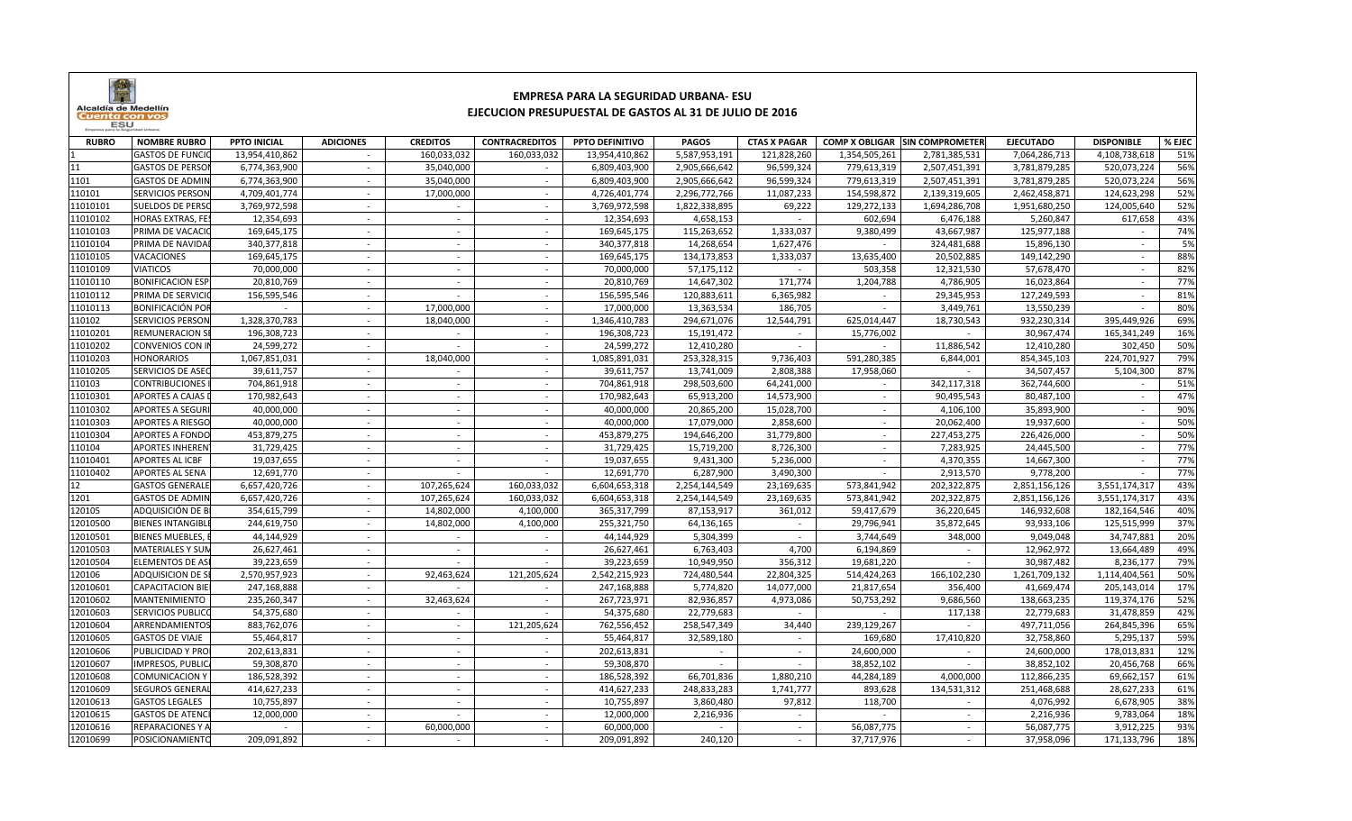# EMPRESA PARA LA SEGURIDAD URBANA- ESU

## EJECUCION PRESUPUESTAL DE GASTOS AL 31 DE JULIO DE 2016

| RUBRO | NOMBRE RUBRO | PPTO INICIAL | ADICIONES | CREDITOS | CONTRACREDITOS | PPTO DEFINITIVO | PAGOS | CTAS X PAGAR | COMP X OBLIGAR | SIN COMPROMETER | EJECUTADO | DISPONIBLE | % EJEC |
|---|---|---|---|---|---|---|---|---|---|---|---|---|---|
| 1 | GASTOS DE FUNCIO | 13,954,410,862 | - | 160,033,032 | 160,033,032 | 13,954,410,862 | 5,587,953,191 | 121,828,260 | 1,354,505,261 | 2,781,385,531 | 7,064,286,713 | 4,108,738,618 | 51% |
| 11 | GASTOS DE PERSON | 6,774,363,900 | - | 35,040,000 | - | 6,809,403,900 | 2,905,666,642 | 96,599,324 | 779,613,319 | 2,507,451,391 | 3,781,879,285 | 520,073,224 | 56% |
| 1101 | GASTOS DE ADMIN | 6,774,363,900 | - | 35,040,000 | - | 6,809,403,900 | 2,905,666,642 | 96,599,324 | 779,613,319 | 2,507,451,391 | 3,781,879,285 | 520,073,224 | 56% |
| 110101 | SERVICIOS PERSON | 4,709,401,774 | - | 17,000,000 | - | 4,726,401,774 | 2,296,772,766 | 11,087,233 | 154,598,872 | 2,139,319,605 | 2,462,458,871 | 124,623,298 | 52% |
| 11010101 | SUELDOS DE PERSO | 3,769,972,598 | - | - | - | 3,769,972,598 | 1,822,338,895 | 69,222 | 129,272,133 | 1,694,286,708 | 1,951,680,250 | 124,005,640 | 52% |
| 11010102 | HORAS EXTRAS, FE | 12,354,693 | - | - | - | 12,354,693 | 4,658,153 | - | 602,694 | 6,476,188 | 5,260,847 | 617,658 | 43% |
| 11010103 | PRIMA DE VACACIO | 169,645,175 | - | - | - | 169,645,175 | 115,263,652 | 1,333,037 | 9,380,499 | 43,667,987 | 125,977,188 | - | 74% |
| 11010104 | PRIMA DE NAVIDAD | 340,377,818 | - | - | - | 340,377,818 | 14,268,654 | 1,627,476 | - | 324,481,688 | 15,896,130 | - | 5% |
| 11010105 | VACACIONES | 169,645,175 | - | - | - | 169,645,175 | 134,173,853 | 1,333,037 | 13,635,400 | 20,502,885 | 149,142,290 | - | 88% |
| 11010109 | VIATICOS | 70,000,000 | - | - | - | 70,000,000 | 57,175,112 | - | 503,358 | 12,321,530 | 57,678,470 | - | 82% |
| 11010110 | BONIFICACION ESP | 20,810,769 | - | - | - | 20,810,769 | 14,647,302 | 171,774 | 1,204,788 | 4,786,905 | 16,023,864 | - | 77% |
| 11010112 | PRIMA DE SERVICIO | 156,595,546 | - | - | - | 156,595,546 | 120,883,611 | 6,365,982 | - | 29,345,953 | 127,249,593 | - | 81% |
| 11010113 | BONIFICACIÓN POR | - | - | 17,000,000 | - | 17,000,000 | 13,363,534 | 186,705 | - | 3,449,761 | 13,550,239 | - | 80% |
| 110102 | SERVICIOS PERSON | 1,328,370,783 | - | 18,040,000 | - | 1,346,410,783 | 294,671,076 | 12,544,791 | 625,014,447 | 18,730,543 | 932,230,314 | 395,449,926 | 69% |
| 11010201 | REMUNERACION SE | 196,308,723 | - | - | - | 196,308,723 | 15,191,472 | - | 15,776,002 | - | 30,967,474 | 165,341,249 | 16% |
| 11010202 | CONVENIOS CON IN | 24,599,272 | - | - | - | 24,599,272 | 12,410,280 | - | - | 11,886,542 | 12,410,280 | 302,450 | 50% |
| 11010203 | HONORARIOS | 1,067,851,031 | - | 18,040,000 | - | 1,085,891,031 | 253,328,315 | 9,736,403 | 591,280,385 | 6,844,001 | 854,345,103 | 224,701,927 | 79% |
| 11010205 | SERVICIOS DE ASEO | 39,611,757 | - | - | - | 39,611,757 | 13,741,009 | 2,808,388 | 17,958,060 | - | 34,507,457 | 5,104,300 | 87% |
| 110103 | CONTRIBUCIONES I | 704,861,918 | - | - | - | 704,861,918 | 298,503,600 | 64,241,000 | - | 342,117,318 | 362,744,600 | - | 51% |
| 11010301 | APORTES A CAJAS D | 170,982,643 | - | - | - | 170,982,643 | 65,913,200 | 14,573,900 | - | 90,495,543 | 80,487,100 | - | 47% |
| 11010302 | APORTES A SEGURI | 40,000,000 | - | - | - | 40,000,000 | 20,865,200 | 15,028,700 | - | 4,106,100 | 35,893,900 | - | 90% |
| 11010303 | APORTES A RIESGO | 40,000,000 | - | - | - | 40,000,000 | 17,079,000 | 2,858,600 | - | 20,062,400 | 19,937,600 | - | 50% |
| 11010304 | APORTES A FONDO | 453,879,275 | - | - | - | 453,879,275 | 194,646,200 | 31,779,800 | - | 227,453,275 | 226,426,000 | - | 50% |
| 110104 | APORTES INHEREN | 31,729,425 | - | - | - | 31,729,425 | 15,719,200 | 8,726,300 | - | 7,283,925 | 24,445,500 | - | 77% |
| 11010401 | APORTES AL ICBF | 19,037,655 | - | - | - | 19,037,655 | 9,431,300 | 5,236,000 | - | 4,370,355 | 14,667,300 | - | 77% |
| 11010402 | APORTES AL SENA | 12,691,770 | - | - | - | 12,691,770 | 6,287,900 | 3,490,300 | - | 2,913,570 | 9,778,200 | - | 77% |
| 12 | GASTOS GENERALE | 6,657,420,726 | - | 107,265,624 | 160,033,032 | 6,604,653,318 | 2,254,144,549 | 23,169,635 | 573,841,942 | 202,322,875 | 2,851,156,126 | 3,551,174,317 | 43% |
| 1201 | GASTOS DE ADMIN | 6,657,420,726 | - | 107,265,624 | 160,033,032 | 6,604,653,318 | 2,254,144,549 | 23,169,635 | 573,841,942 | 202,322,875 | 2,851,156,126 | 3,551,174,317 | 43% |
| 120105 | ADQUISICIÓN DE B | 354,615,799 | - | 14,802,000 | 4,100,000 | 365,317,799 | 87,153,917 | 361,012 | 59,417,679 | 36,220,645 | 146,932,608 | 182,164,546 | 40% |
| 12010500 | BIENES INTANGIBLE | 244,619,750 | - | 14,802,000 | 4,100,000 | 255,321,750 | 64,136,165 | - | 29,796,941 | 35,872,645 | 93,933,106 | 125,515,999 | 37% |
| 12010501 | BIENES MUEBLES, E | 44,144,929 | - | - | - | 44,144,929 | 5,304,399 | - | 3,744,649 | 348,000 | 9,049,048 | 34,747,881 | 20% |
| 12010503 | MATERIALES Y SUM | 26,627,461 | - | - | - | 26,627,461 | 6,763,403 | 4,700 | 6,194,869 | - | 12,962,972 | 13,664,489 | 49% |
| 12010504 | ELEMENTOS DE ASE | 39,223,659 | - | - | - | 39,223,659 | 10,949,950 | 356,312 | 19,681,220 | - | 30,987,482 | 8,236,177 | 79% |
| 120106 | ADQUISICION DE SE | 2,570,957,923 | - | 92,463,624 | 121,205,624 | 2,542,215,923 | 724,480,544 | 22,804,325 | 514,424,263 | 166,102,230 | 1,261,709,132 | 1,114,404,561 | 50% |
| 12010601 | CAPACITACION BIE | 247,168,888 | - | - | - | 247,168,888 | 5,774,820 | 14,077,000 | 21,817,654 | 356,400 | 41,669,474 | 205,143,014 | 17% |
| 12010602 | MANTENIMIENTO | 235,260,347 | - | 32,463,624 | - | 267,723,971 | 82,936,857 | 4,973,086 | 50,753,292 | 9,686,560 | 138,663,235 | 119,374,176 | 52% |
| 12010603 | SERVICIOS PUBLICO | 54,375,680 | - | - | - | 54,375,680 | 22,779,683 | - | - | 117,138 | 22,779,683 | 31,478,859 | 42% |
| 12010604 | ARRENDAMIENTOS | 883,762,076 | - | - | 121,205,624 | 762,556,452 | 258,547,349 | 34,440 | 239,129,267 | - | 497,711,056 | 264,845,396 | 65% |
| 12010605 | GASTOS DE VIAJE | 55,464,817 | - | - | - | 55,464,817 | 32,589,180 | - | 169,680 | 17,410,820 | 32,758,860 | 5,295,137 | 59% |
| 12010606 | PUBLICIDAD Y PRO | 202,613,831 | - | - | - | 202,613,831 | - | - | 24,600,000 | - | 24,600,000 | 178,013,831 | 12% |
| 12010607 | IMPRESOS, PUBLICA | 59,308,870 | - | - | - | 59,308,870 | - | - | 38,852,102 | - | 38,852,102 | 20,456,768 | 66% |
| 12010608 | COMUNICACION Y | 186,528,392 | - | - | - | 186,528,392 | 66,701,836 | 1,880,210 | 44,284,189 | 4,000,000 | 112,866,235 | 69,662,157 | 61% |
| 12010609 | SEGUROS GENERAL | 414,627,233 | - | - | - | 414,627,233 | 248,833,283 | 1,741,777 | 893,628 | 134,531,312 | 251,468,688 | 28,627,233 | 61% |
| 12010613 | GASTOS LEGALES | 10,755,897 | - | - | - | 10,755,897 | 3,860,480 | 97,812 | 118,700 | - | 4,076,992 | 6,678,905 | 38% |
| 12010615 | GASTOS DE ATENCI | 12,000,000 | - | - | - | 12,000,000 | 2,216,936 | - | - | - | 2,216,936 | 9,783,064 | 18% |
| 12010616 | REPARACIONES Y A | - | - | 60,000,000 | - | 60,000,000 | - | - | 56,087,775 | - | 56,087,775 | 3,912,225 | 93% |
| 12010699 | POSICIONAMIENTO | 209,091,892 | - | - | - | 209,091,892 | 240,120 | - | 37,717,976 | - | 37,958,096 | 171,133,796 | 18% |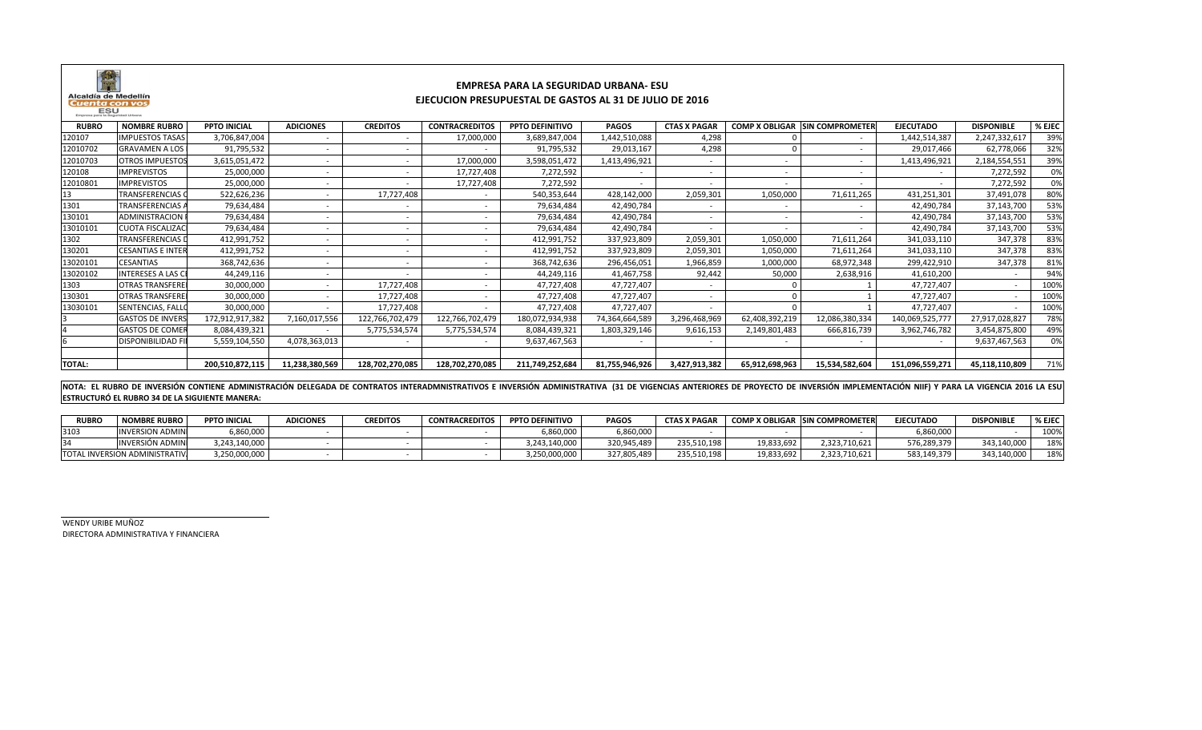## EMPRESA PARA LA SEGURIDAD URBANA- ESU
## EJECUCION PRESUPUESTAL DE GASTOS AL 31 DE JULIO DE 2016

| RUBRO | NOMBRE RUBRO | PPTO INICIAL | ADICIONES | CREDITOS | CONTRACREDITOS | PPTO DEFINITIVO | PAGOS | CTAS X PAGAR | COMP X OBLIGAR | SIN COMPROMETER | EJECUTADO | DISPONIBLE | % EJEC |
|---|---|---|---|---|---|---|---|---|---|---|---|---|---|
| 120107 | IMPUESTOS TASAS | 3,706,847,004 | - | - | 17,000,000 | 3,689,847,004 | 1,442,510,088 | 4,298 | 0 | - | 1,442,514,387 | 2,247,332,617 | 39% |
| 12010702 | GRAVAMEN A LOS | 91,795,532 | - | - | - | 91,795,532 | 29,013,167 | 4,298 | 0 | - | 29,017,466 | 62,778,066 | 32% |
| 12010703 | OTROS IMPUESTOS | 3,615,051,472 | - | - | 17,000,000 | 3,598,051,472 | 1,413,496,921 | - | - | - | 1,413,496,921 | 2,184,554,551 | 39% |
| 120108 | IMPREVISTOS | 25,000,000 | - | - | 17,727,408 | 7,272,592 | - | - | - | - | - | 7,272,592 | 0% |
| 12010801 | IMPREVISTOS | 25,000,000 | - | - | 17,727,408 | 7,272,592 | - | - | - | - | - | 7,272,592 | 0% |
| 13 | TRANSFERENCIAS C | 522,626,236 | - | 17,727,408 | - | 540,353,644 | 428,142,000 | 2,059,301 | 1,050,000 | 71,611,265 | 431,251,301 | 37,491,078 | 80% |
| 1301 | TRANSFERENCIAS A | 79,634,484 | - | - | - | 79,634,484 | 42,490,784 | - | - | - | 42,490,784 | 37,143,700 | 53% |
| 130101 | ADMINISTRACION I | 79,634,484 | - | - | - | 79,634,484 | 42,490,784 | - | - | - | 42,490,784 | 37,143,700 | 53% |
| 13010101 | CUOTA FISCALIZAC | 79,634,484 | - | - | - | 79,634,484 | 42,490,784 | - | - | - | 42,490,784 | 37,143,700 | 53% |
| 1302 | TRANSFERENCIAS D | 412,991,752 | - | - | - | 412,991,752 | 337,923,809 | 2,059,301 | 1,050,000 | 71,611,264 | 341,033,110 | 347,378 | 83% |
| 130201 | CESANTIAS E INTER | 412,991,752 | - | - | - | 412,991,752 | 337,923,809 | 2,059,301 | 1,050,000 | 71,611,264 | 341,033,110 | 347,378 | 83% |
| 13020101 | CESANTIAS | 368,742,636 | - | - | - | 368,742,636 | 296,456,051 | 1,966,859 | 1,000,000 | 68,972,348 | 299,422,910 | 347,378 | 81% |
| 13020102 | INTERESES A LAS C | 44,249,116 | - | - | - | 44,249,116 | 41,467,758 | 92,442 | 50,000 | 2,638,916 | 41,610,200 | - | 94% |
| 1303 | OTRAS TRANSFERE | 30,000,000 | - | 17,727,408 | - | 47,727,408 | 47,727,407 | - | 0 | 1 | 47,727,407 | - | 100% |
| 130301 | OTRAS TRANSFERE | 30,000,000 | - | 17,727,408 | - | 47,727,408 | 47,727,407 | - | 0 | 1 | 47,727,407 | - | 100% |
| 13030101 | SENTENCIAS, FALLO | 30,000,000 | - | 17,727,408 | - | 47,727,408 | 47,727,407 | - | 0 | 1 | 47,727,407 | - | 100% |
| 3 | GASTOS DE INVERS | 172,912,917,382 | 7,160,017,556 | 122,766,702,479 | 122,766,702,479 | 180,072,934,938 | 74,364,664,589 | 3,296,468,969 | 62,408,392,219 | 12,086,380,334 | 140,069,525,777 | 27,917,028,827 | 78% |
| 4 | GASTOS DE COMER | 8,084,439,321 | - | 5,775,534,574 | 5,775,534,574 | 8,084,439,321 | 1,803,329,146 | 9,616,153 | 2,149,801,483 | 666,816,739 | 3,962,746,782 | 3,454,875,800 | 49% |
| 6 | DISPONIBILIDAD FI | 5,559,104,550 | 4,078,363,013 | - | - | 9,637,467,563 | - | - | - | - | - | 9,637,467,563 | 0% |
| | | | | | | | | | | | | | |
| TOTAL: | | 200,510,872,115 | 11,238,380,569 | 128,702,270,085 | 128,702,270,085 | 211,749,252,684 | 81,755,946,926 | 3,427,913,382 | 65,912,698,963 | 15,534,582,604 | 151,096,559,271 | 45,118,110,809 | 71% |

**NOTA: EL RUBRO DE INVERSIÓN CONTIENE ADMINISTRACIÓN DELEGADA DE CONTRATOS INTERADMNISTRATIVOS E INVERSIÓN ADMINISTRATIVA (31 DE VIGENCIAS ANTERIORES DE PROYECTO DE INVERSIÓN IMPLEMENTACIÓN NIIF) Y PARA LA VIGENCIA 2016 LA ESU ESTRUCTURÓ EL RUBRO 34 DE LA SIGUIENTE MANERA:**

| RUBRO | NOMBRE RUBRO | PPTO INICIAL | ADICIONES | CREDITOS | CONTRACREDITOS | PPTO DEFINITIVO | PAGOS | CTAS X PAGAR | COMP X OBLIGAR | SIN COMPROMETER | EJECUTADO | DISPONIBLE | % EJEC |
|---|---|---|---|---|---|---|---|---|---|---|---|---|---|
| 3103 | INVERSION ADMIN | 6,860,000 | - | - | - | 6,860,000 | 6,860,000 | - | - | - | 6,860,000 | - | 100% |
| 34 | INVERSIÓN ADMIN | 3,243,140,000 | - | - | - | 3,243,140,000 | 320,945,489 | 235,510,198 | 19,833,692 | 2,323,710,621 | 576,289,379 | 343,140,000 | 18% |
| TOTAL INVERSION ADMINISTRATIV | | 3,250,000,000 | - | - | - | 3,250,000,000 | 327,805,489 | 235,510,198 | 19,833,692 | 2,323,710,621 | 583,149,379 | 343,140,000 | 18% |

WENDY URIBE MUÑOZ
DIRECTORA ADMINISTRATIVA Y FINANCIERA